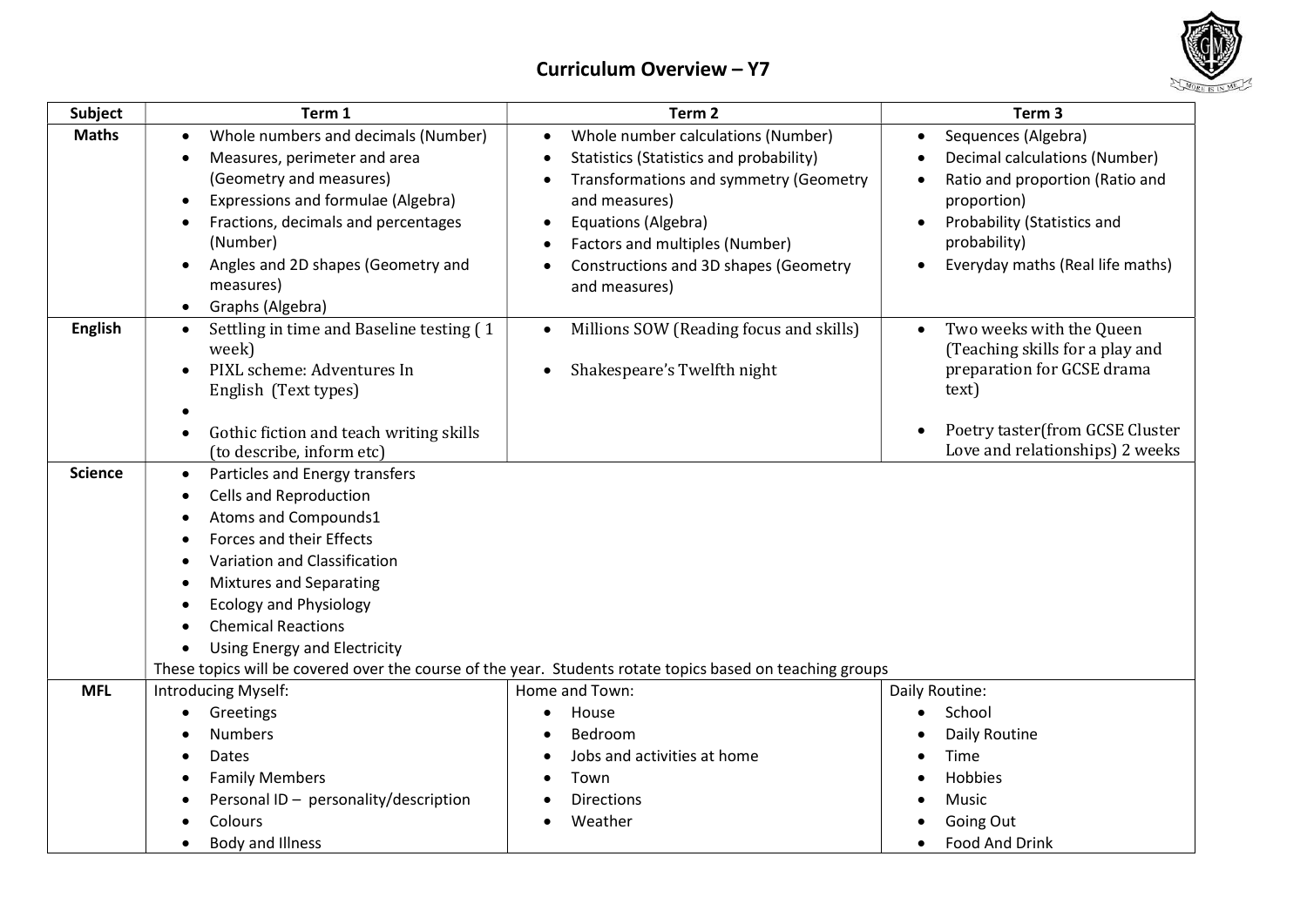# Curriculum Overview – Y7

| Subject | Term 1 | Term 2 | Term 3 |
|---|---|---|---|
| **Maths** | • Whole numbers and decimals (Number)<br>• Measures, perimeter and area (Geometry and measures)<br>• Expressions and formulae (Algebra)<br>• Fractions, decimals and percentages (Number)<br>• Angles and 2D shapes (Geometry and measures)<br>• Graphs (Algebra) | • Whole number calculations (Number)<br>• Statistics (Statistics and probability)<br>• Transformations and symmetry (Geometry and measures)<br>• Equations (Algebra)<br>• Factors and multiples (Number)<br>• Constructions and 3D shapes (Geometry and measures) | • Sequences (Algebra)<br>• Decimal calculations (Number)<br>• Ratio and proportion (Ratio and proportion)<br>• Probability (Statistics and probability)<br>• Everyday maths (Real life maths) |
| **English** | • Settling in time and Baseline testing ( 1 week)<br>• PIXL scheme: Adventures In English (Text types)<br>•<br>• Gothic fiction and teach writing skills (to describe, inform etc) | • Millions SOW (Reading focus and skills)<br>• Shakespeare's Twelfth night | • Two weeks with the Queen (Teaching skills for a play and preparation for GCSE drama text)<br>• Poetry taster(from GCSE Cluster Love and relationships) 2 weeks |
| **Science** | • Particles and Energy transfers<br>• Cells and Reproduction<br>• Atoms and Compounds1<br>• Forces and their Effects<br>• Variation and Classification<br>• Mixtures and Separating<br>• Ecology and Physiology<br>• Chemical Reactions<br>• Using Energy and Electricity<br>These topics will be covered over the course of the year. Students rotate topics based on teaching groups | | |
| **MFL** | Introducing Myself:<br>• Greetings<br>• Numbers<br>• Dates<br>• Family Members<br>• Personal ID – personality/description<br>• Colours<br>• Body and Illness | Home and Town:<br>• House<br>• Bedroom<br>• Jobs and activities at home<br>• Town<br>• Directions<br>• Weather | Daily Routine:<br>• School<br>• Daily Routine<br>• Time<br>• Hobbies<br>• Music<br>• Going Out<br>• Food And Drink |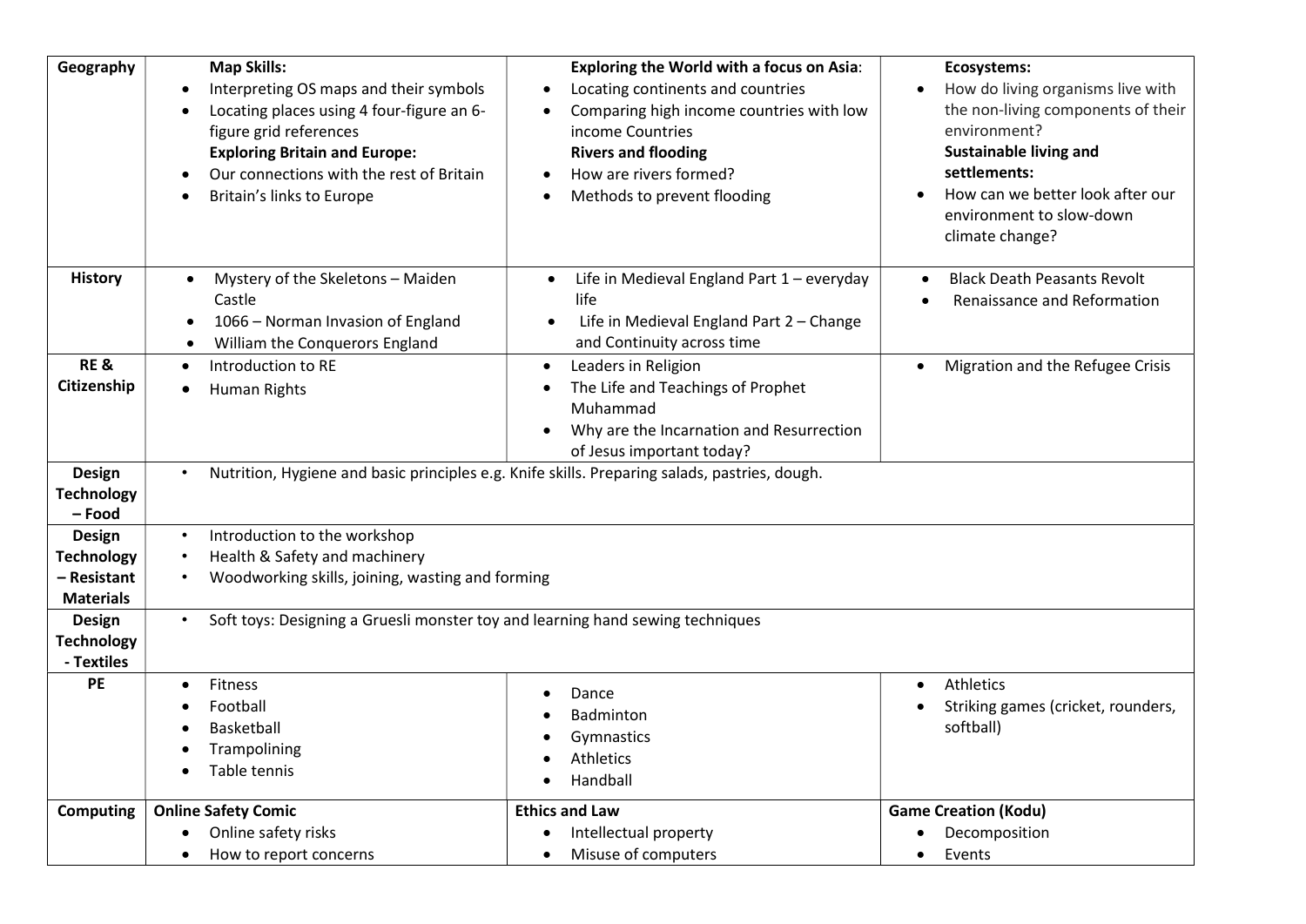| | | | |
|---|---|---|---|
| **Geography** | **Map Skills:**<br>• Interpreting OS maps and their symbols<br>• Locating places using 4 four-figure an 6-figure grid references<br>**Exploring Britain and Europe:**<br>• Our connections with the rest of Britain<br>• Britain's links to Europe | **Exploring the World with a focus on Asia**:<br>• Locating continents and countries<br>• Comparing high income countries with low income Countries<br>**Rivers and flooding**<br>• How are rivers formed?<br>• Methods to prevent flooding | **Ecosystems:**<br>• How do living organisms live with the non-living components of their environment?<br>**Sustainable living and settlements:**<br>• How can we better look after our environment to slow-down climate change? |
| **History** | • Mystery of the Skeletons – Maiden Castle<br>• 1066 – Norman Invasion of England<br>• William the Conquerors England | • Life in Medieval England Part 1 – everyday life<br>• Life in Medieval England Part 2 – Change and Continuity across time | • Black Death Peasants Revolt<br>• Renaissance and Reformation |
| **RE & Citizenship** | • Introduction to RE<br>• Human Rights | • Leaders in Religion<br>• The Life and Teachings of Prophet Muhammad<br>• Why are the Incarnation and Resurrection of Jesus important today? | • Migration and the Refugee Crisis |
| **Design Technology – Food** | • Nutrition, Hygiene and basic principles e.g. Knife skills. Preparing salads, pastries, dough. | | |
| **Design Technology – Resistant Materials** | • Introduction to the workshop<br>• Health & Safety and machinery<br>• Woodworking skills, joining, wasting and forming | | |
| **Design Technology - Textiles** | • Soft toys: Designing a Gruesli monster toy and learning hand sewing techniques | | |
| **PE** | • Fitness<br>• Football<br>• Basketball<br>• Trampolining<br>• Table tennis | • Dance<br>• Badminton<br>• Gymnastics<br>• Athletics<br>• Handball | • Athletics<br>• Striking games (cricket, rounders, softball) |
| **Computing** | **Online Safety Comic**<br>• Online safety risks<br>• How to report concerns | **Ethics and Law**<br>• Intellectual property<br>• Misuse of computers | **Game Creation (Kodu)**<br>• Decomposition<br>• Events |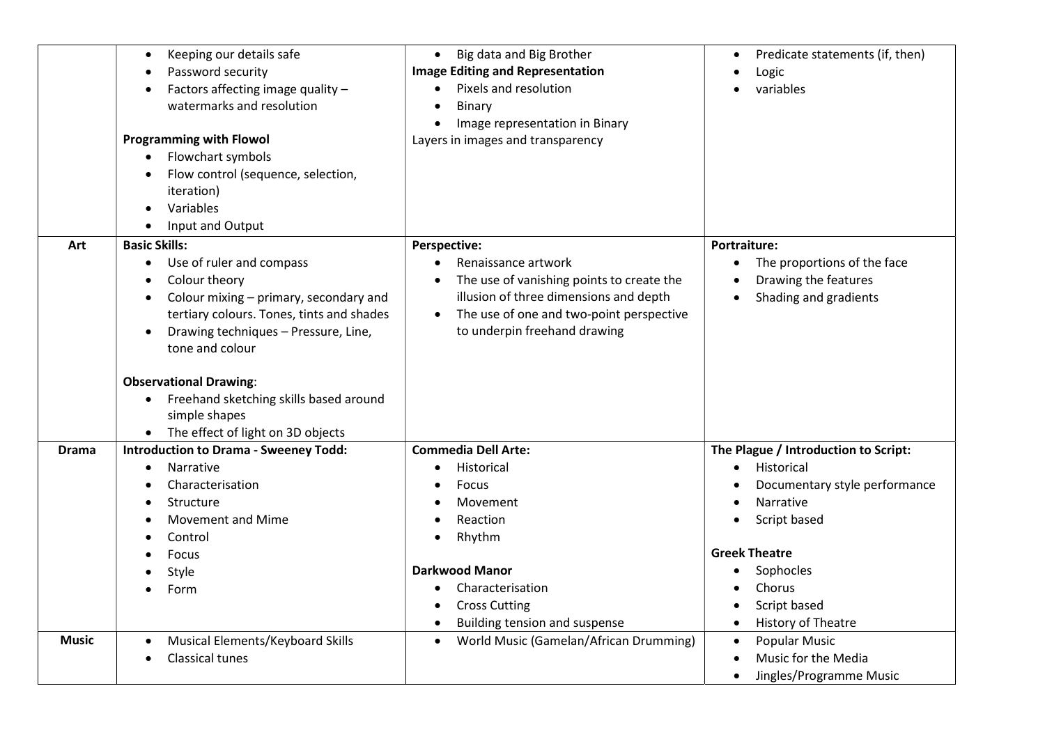| | | | |
|---|---|---|---|
| | • Keeping our details safe<br>• Password security<br>• Factors affecting image quality – watermarks and resolution<br><br>**Programming with Flowol**<br>• Flowchart symbols<br>• Flow control (sequence, selection, iteration)<br>• Variables<br>• Input and Output | • Big data and Big Brother<br>**Image Editing and Representation**<br>• Pixels and resolution<br>• Binary<br>• Image representation in Binary<br>Layers in images and transparency | • Predicate statements (if, then)<br>• Logic<br>• variables |
| **Art** | **Basic Skills:**<br>• Use of ruler and compass<br>• Colour theory<br>• Colour mixing – primary, secondary and tertiary colours. Tones, tints and shades<br>• Drawing techniques – Pressure, Line, tone and colour<br><br>**Observational Drawing**:<br>• Freehand sketching skills based around simple shapes<br>• The effect of light on 3D objects | **Perspective:**<br>• Renaissance artwork<br>• The use of vanishing points to create the illusion of three dimensions and depth<br>• The use of one and two-point perspective to underpin freehand drawing | **Portraiture:**<br>• The proportions of the face<br>• Drawing the features<br>• Shading and gradients |
| **Drama** | **Introduction to Drama - Sweeney Todd:**<br>• Narrative<br>• Characterisation<br>• Structure<br>• Movement and Mime<br>• Control<br>• Focus<br>• Style<br>• Form | **Commedia Dell Arte:**<br>• Historical<br>• Focus<br>• Movement<br>• Reaction<br>• Rhythm<br><br>**Darkwood Manor**<br>• Characterisation<br>• Cross Cutting<br>• Building tension and suspense | **The Plague / Introduction to Script:**<br>• Historical<br>• Documentary style performance<br>• Narrative<br>• Script based<br><br>**Greek Theatre**<br>• Sophocles<br>• Chorus<br>• Script based<br>• History of Theatre |
| **Music** | • Musical Elements/Keyboard Skills<br>• Classical tunes | • World Music (Gamelan/African Drumming) | • Popular Music<br>• Music for the Media<br>• Jingles/Programme Music |